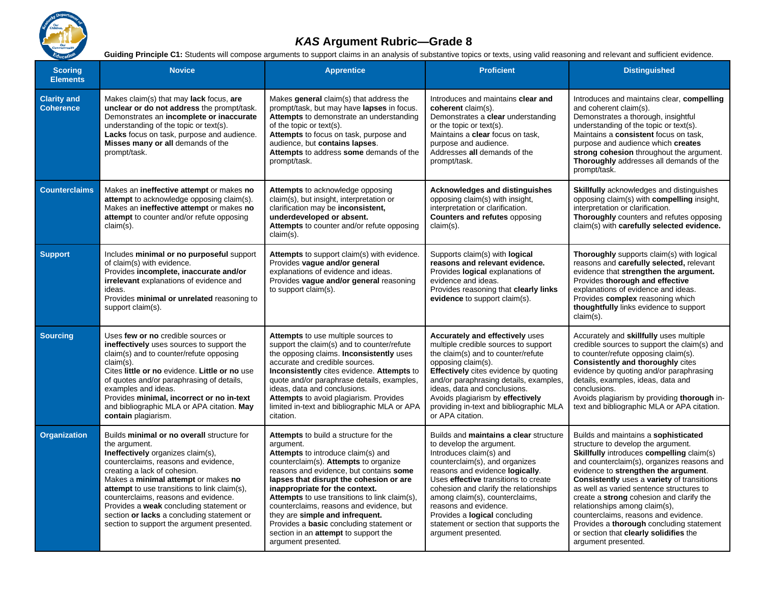# *KAS* Argument Rubric—Grade 8

**Guiding Principle C1:** Students will compose arguments to support claims in an analysis of substantive topics or texts, using valid reasoning and relevant and sufficient evidence.

| Scoring Elements | Novice | Apprentice | Proficient | Distinguished |
|---|---|---|---|---|
| **Clarity and Coherence** | Makes claim(s) that may **lack** focus, **are unclear or do not address** the prompt/task. Demonstrates an **incomplete or inaccurate** understanding of the topic or text(s). **Lacks** focus on task, purpose and audience. **Misses many or all** demands of the prompt/task. | Makes **general** claim(s) that address the prompt/task, but may have **lapses** in focus. **Attempts** to demonstrate an understanding of the topic or text(s). **Attempts** to focus on task, purpose and audience, but **contains lapses**. **Attempts** to address **some** demands of the prompt/task. | Introduces and maintains **clear and coherent** claim(s). Demonstrates a **clear** understanding or the topic or text(s). Maintains a **clear** focus on task, purpose and audience. Addresses **all** demands of the prompt/task. | Introduces and maintains clear, **compelling** and coherent claim(s). Demonstrates a thorough, insightful understanding of the topic or text(s). Maintains a **consistent** focus on task, purpose and audience which **creates strong cohesion** throughout the argument. **Thoroughly** addresses all demands of the prompt/task. |
| **Counterclaims** | Makes an **ineffective attempt** or makes **no attempt** to acknowledge opposing claim(s). Makes an **ineffective attempt** or makes **no attempt** to counter and/or refute opposing claim(s). | **Attempts** to acknowledge opposing claim(s), but insight, interpretation or clarification may be **inconsistent, underdeveloped or absent. Attempts** to counter and/or refute opposing claim(s). | **Acknowledges and distinguishes** opposing claim(s) with insight, interpretation or clarification. **Counters and refutes** opposing claim(s). | **Skillfully** acknowledges and distinguishes opposing claim(s) with **compelling** insight, interpretation or clarification. **Thoroughly** counters and refutes opposing claim(s) with **carefully selected evidence.** |
| **Support** | Includes **minimal or no purposeful** support of claim(s) with evidence. Provides **incomplete, inaccurate and/or irrelevant** explanations of evidence and ideas. Provides **minimal or unrelated** reasoning to support claim(s). | **Attempts** to support claim(s) with evidence. Provides **vague and/or general** explanations of evidence and ideas. Provides **vague and/or general** reasoning to support claim(s). | Supports claim(s) with **logical reasons and relevant evidence.** Provides **logical** explanations of evidence and ideas. Provides reasoning that **clearly links evidence** to support claim(s). | **Thoroughly** supports claim(s) with logical reasons and **carefully selected,** relevant evidence that **strengthen the argument.** Provides **thorough and effective** explanations of evidence and ideas. Provides **complex** reasoning which **thoughtfully** links evidence to support claim(s). |
| **Sourcing** | Uses **few or no** credible sources or **ineffectively** uses sources to support the claim(s) and to counter/refute opposing claim(s). Cites **little or no** evidence. **Little or no** use of quotes and/or paraphrasing of details, examples and ideas. Provides **minimal, incorrect or no in-text** and bibliographic MLA or APA citation. **May contain** plagiarism. | **Attempts** to use multiple sources to support the claim(s) and to counter/refute the opposing claims. **Inconsistently** uses accurate and credible sources. **Inconsistently** cites evidence. **Attempts** to quote and/or paraphrase details, examples, ideas, data and conclusions. **Attempts** to avoid plagiarism. Provides limited in-text and bibliographic MLA or APA citation. | **Accurately and effectively** uses multiple credible sources to support the claim(s) and to counter/refute opposing claim(s). **Effectively** cites evidence by quoting and/or paraphrasing details, examples, ideas, data and conclusions. Avoids plagiarism by **effectively** providing in-text and bibliographic MLA or APA citation. | Accurately and **skillfully** uses multiple credible sources to support the claim(s) and to counter/refute opposing claim(s). **Consistently and thoroughly** cites evidence by quoting and/or paraphrasing details, examples, ideas, data and conclusions. Avoids plagiarism by providing **thorough** in-text and bibliographic MLA or APA citation. |
| **Organization** | Builds **minimal or no overall** structure for the argument. **Ineffectively** organizes claim(s), counterclaims, reasons and evidence, creating a lack of cohesion. Makes a **minimal attempt** or makes **no attempt** to use transitions to link claim(s), counterclaims, reasons and evidence. Provides a **weak** concluding statement or section **or lacks** a concluding statement or section to support the argument presented. | **Attempts** to build a structure for the argument. **Attempts** to introduce claim(s) and counterclaim(s). **Attempts** to organize reasons and evidence, but contains **some lapses that disrupt the cohesion or are inappropriate for the context. Attempts** to use transitions to link claim(s), counterclaims, reasons and evidence, but they are **simple and infrequent.** Provides a **basic** concluding statement or section in an **attempt** to support the argument presented. | Builds and **maintains a clear** structure to develop the argument. Introduces claim(s) and counterclaim(s), and organizes reasons and evidence **logically**. Uses **effective** transitions to create cohesion and clarify the relationships among claim(s), counterclaims, reasons and evidence. Provides a **logical** concluding statement or section that supports the argument presented. | Builds and maintains a **sophisticated** structure to develop the argument. **Skillfully** introduces **compelling** claim(s) and counterclaim(s), organizes reasons and evidence to **strengthen the argument**. **Consistently** uses a **variety** of transitions as well as varied sentence structures to create a **strong** cohesion and clarify the relationships among claim(s), counterclaims, reasons and evidence. Provides a **thorough** concluding statement or section that **clearly solidifies** the argument presented. |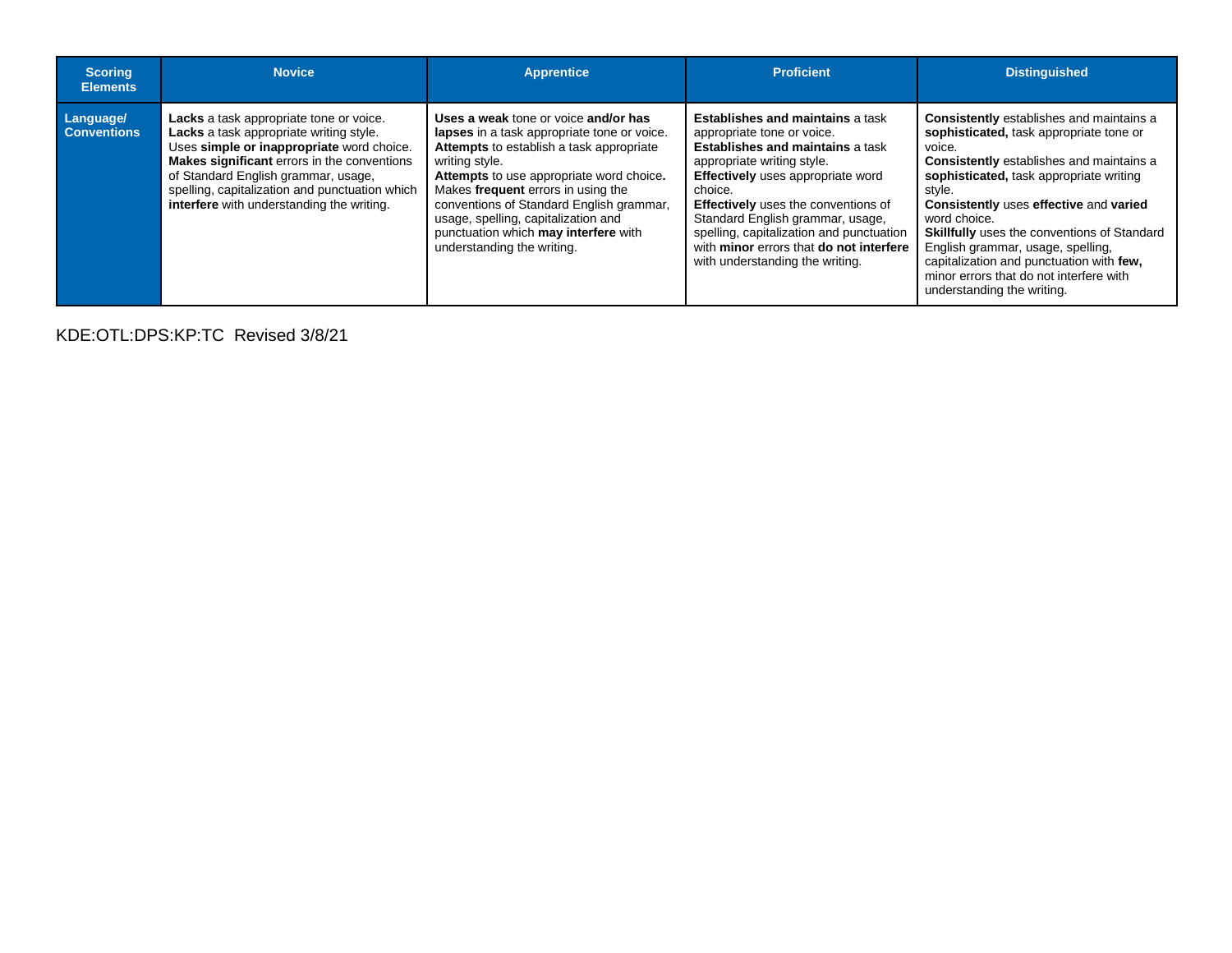| Scoring Elements | Novice | Apprentice | Proficient | Distinguished |
| --- | --- | --- | --- | --- |
| **Language/ Conventions** | **Lacks** a task appropriate tone or voice. **Lacks** a task appropriate writing style. Uses **simple or inappropriate** word choice. **Makes significant** errors in the conventions of Standard English grammar, usage, spelling, capitalization and punctuation which **interfere** with understanding the writing. | **Uses a weak** tone or voice **and/or has lapses** in a task appropriate tone or voice. **Attempts** to establish a task appropriate writing style. **Attempts** to use appropriate word choice**.** Makes **frequent** errors in using the conventions of Standard English grammar, usage, spelling, capitalization and punctuation which **may interfere** with understanding the writing. | **Establishes and maintains** a task appropriate tone or voice. **Establishes and maintains** a task appropriate writing style. **Effectively** uses appropriate word choice. **Effectively** uses the conventions of Standard English grammar, usage, spelling, capitalization and punctuation with **minor** errors that **do not interfere** with understanding the writing. | **Consistently** establishes and maintains a **sophisticated,** task appropriate tone or voice. **Consistently** establishes and maintains a **sophisticated,** task appropriate writing style. **Consistently** uses **effective** and **varied** word choice. **Skillfully** uses the conventions of Standard English grammar, usage, spelling, capitalization and punctuation with **few,** minor errors that do not interfere with understanding the writing. |

KDE:OTL:DPS:KP:TC Revised 3/8/21